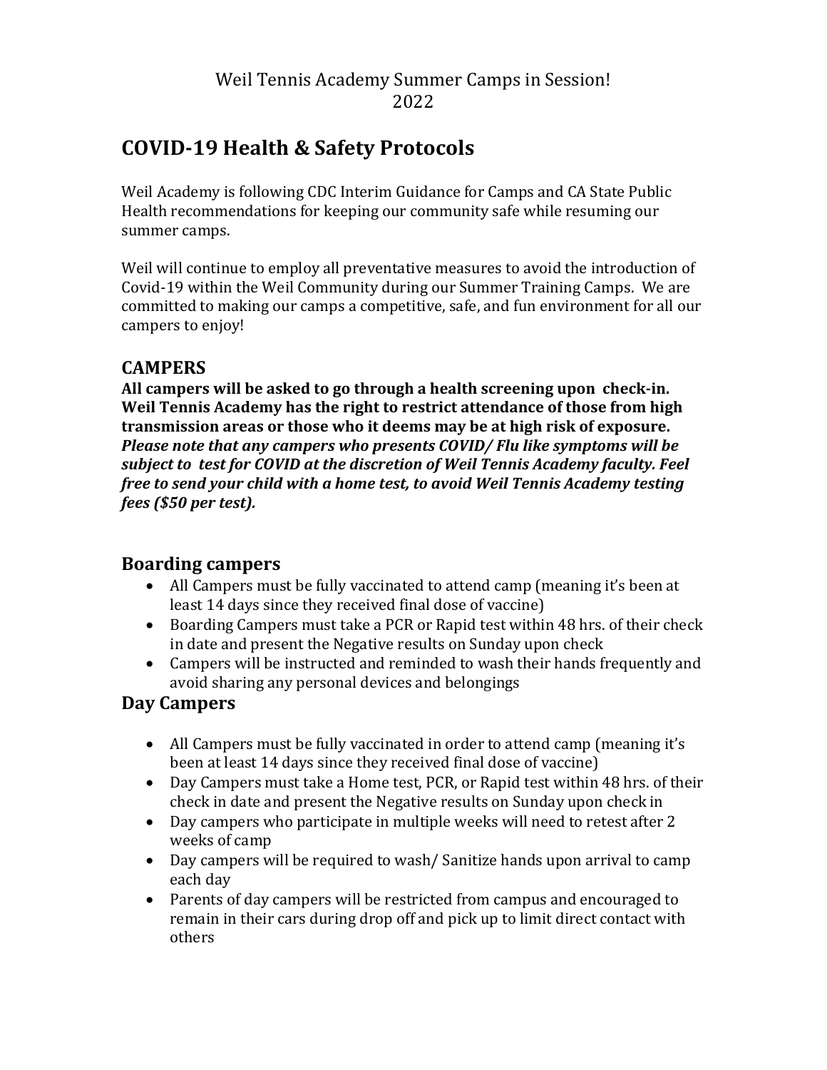Weil Tennis Academy Summer Camps in Session!
2022

# COVID-19 Health & Safety Protocols

Weil Academy is following CDC Interim Guidance for Camps and CA State Public Health recommendations for keeping our community safe while resuming our summer camps.

Weil will continue to employ all preventative measures to avoid the introduction of Covid-19 within the Weil Community during our Summer Training Camps. We are committed to making our camps a competitive, safe, and fun environment for all our campers to enjoy!

## CAMPERS

**All campers will be asked to go through a health screening upon check-in. Weil Tennis Academy has the right to restrict attendance of those from high transmission areas or those who it deems may be at high risk of exposure.** ***Please note that any campers who presents COVID/ Flu like symptoms will be subject to test for COVID at the discretion of Weil Tennis Academy faculty. Feel free to send your child with a home test, to avoid Weil Tennis Academy testing fees ($50 per test).***

### Boarding campers

- All Campers must be fully vaccinated to attend camp (meaning it's been at least 14 days since they received final dose of vaccine)
- Boarding Campers must take a PCR or Rapid test within 48 hrs. of their check in date and present the Negative results on Sunday upon check
- Campers will be instructed and reminded to wash their hands frequently and avoid sharing any personal devices and belongings

### Day Campers

- All Campers must be fully vaccinated in order to attend camp (meaning it's been at least 14 days since they received final dose of vaccine)
- Day Campers must take a Home test, PCR, or Rapid test within 48 hrs. of their check in date and present the Negative results on Sunday upon check in
- Day campers who participate in multiple weeks will need to retest after 2 weeks of camp
- Day campers will be required to wash/ Sanitize hands upon arrival to camp each day
- Parents of day campers will be restricted from campus and encouraged to remain in their cars during drop off and pick up to limit direct contact with others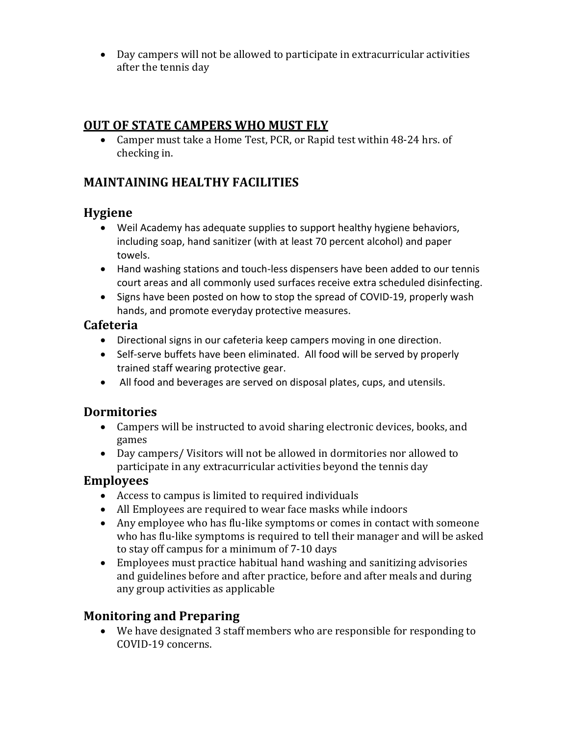- Day campers will not be allowed to participate in extracurricular activities after the tennis day

## OUT OF STATE CAMPERS WHO MUST FLY

- Camper must take a Home Test, PCR, or Rapid test within 48-24 hrs. of checking in.

## MAINTAINING HEALTHY FACILITIES

### Hygiene

- Weil Academy has adequate supplies to support healthy hygiene behaviors, including soap, hand sanitizer (with at least 70 percent alcohol) and paper towels.
- Hand washing stations and touch-less dispensers have been added to our tennis court areas and all commonly used surfaces receive extra scheduled disinfecting.
- Signs have been posted on how to stop the spread of COVID-19, properly wash hands, and promote everyday protective measures.

### Cafeteria

- Directional signs in our cafeteria keep campers moving in one direction.
- Self-serve buffets have been eliminated. All food will be served by properly trained staff wearing protective gear.
- All food and beverages are served on disposal plates, cups, and utensils.

### Dormitories

- Campers will be instructed to avoid sharing electronic devices, books, and games
- Day campers/ Visitors will not be allowed in dormitories nor allowed to participate in any extracurricular activities beyond the tennis day

### Employees

- Access to campus is limited to required individuals
- All Employees are required to wear face masks while indoors
- Any employee who has flu-like symptoms or comes in contact with someone who has flu-like symptoms is required to tell their manager and will be asked to stay off campus for a minimum of 7-10 days
- Employees must practice habitual hand washing and sanitizing advisories and guidelines before and after practice, before and after meals and during any group activities as applicable

### Monitoring and Preparing

- We have designated 3 staff members who are responsible for responding to COVID-19 concerns.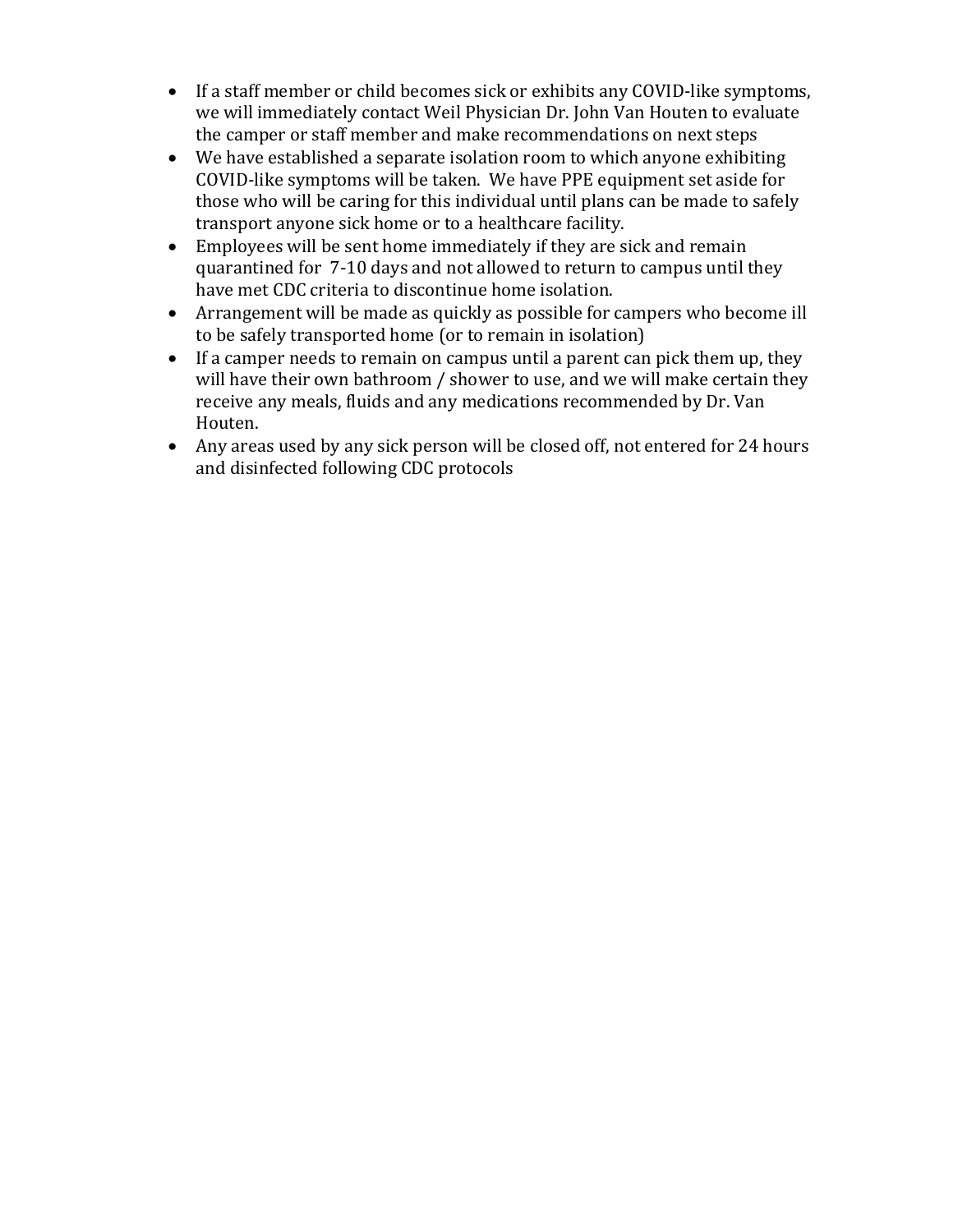- If a staff member or child becomes sick or exhibits any COVID-like symptoms, we will immediately contact Weil Physician Dr. John Van Houten to evaluate the camper or staff member and make recommendations on next steps
- We have established a separate isolation room to which anyone exhibiting COVID-like symptoms will be taken. We have PPE equipment set aside for those who will be caring for this individual until plans can be made to safely transport anyone sick home or to a healthcare facility.
- Employees will be sent home immediately if they are sick and remain quarantined for 7-10 days and not allowed to return to campus until they have met CDC criteria to discontinue home isolation.
- Arrangement will be made as quickly as possible for campers who become ill to be safely transported home (or to remain in isolation)
- If a camper needs to remain on campus until a parent can pick them up, they will have their own bathroom / shower to use, and we will make certain they receive any meals, fluids and any medications recommended by Dr. Van Houten.
- Any areas used by any sick person will be closed off, not entered for 24 hours and disinfected following CDC protocols